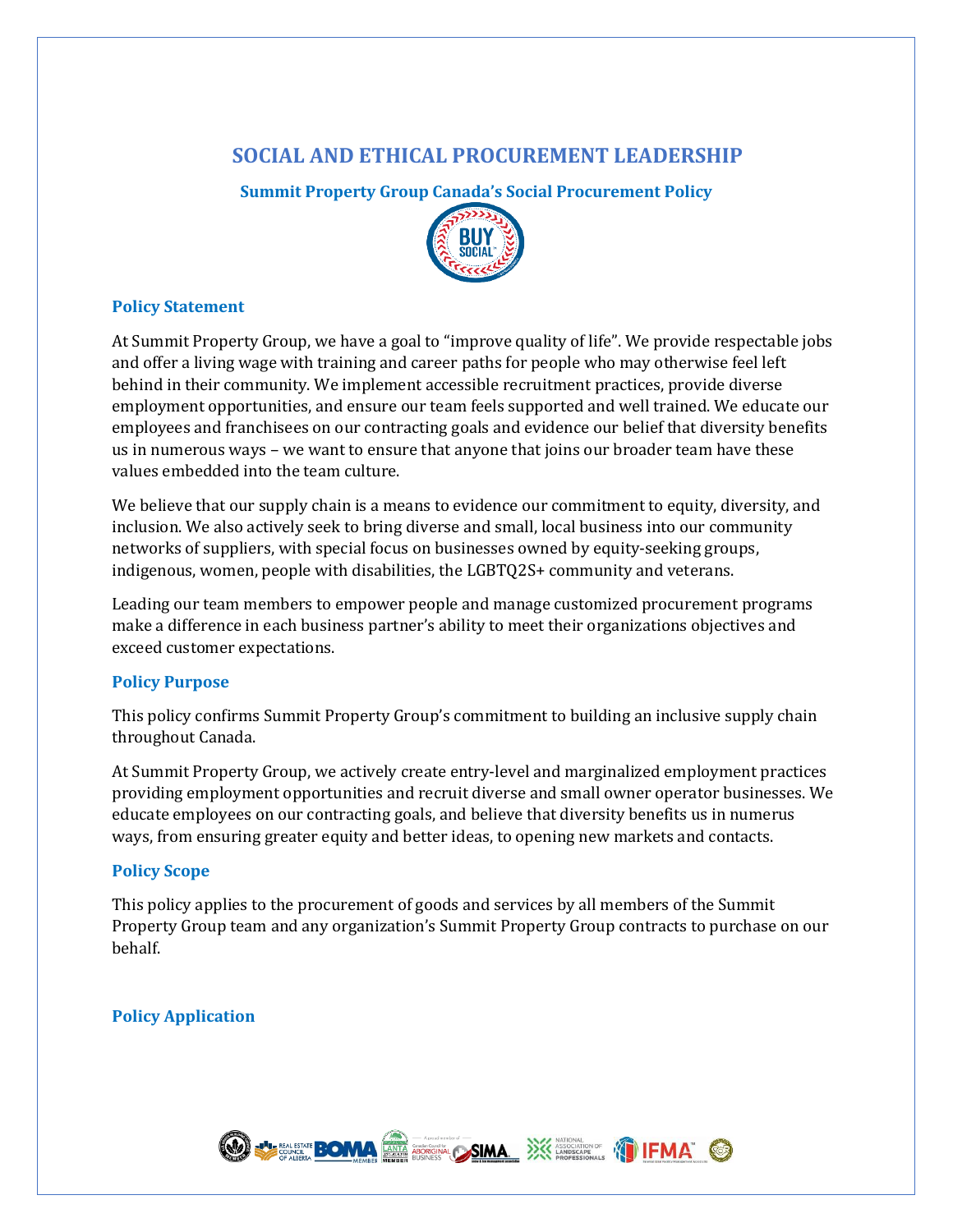# SOCIAL AND ETHICAL PROCUREMENT LEADERSHIP

## Summit Property Group Canada's Social Procurement Policy

### Policy Statement

At Summit Property Group, we have a goal to "improve quality of life". We provide respectable jobs and offer a living wage with training and career paths for people who may otherwise feel left behind in their community. We implement accessible recruitment practices, provide diverse employment opportunities, and ensure our team feels supported and well trained. We educate our employees and franchisees on our contracting goals and evidence our belief that diversity benefits us in numerous ways – we want to ensure that anyone that joins our broader team have these values embedded into the team culture.

We believe that our supply chain is a means to evidence our commitment to equity, diversity, and inclusion. We also actively seek to bring diverse and small, local business into our community networks of suppliers, with special focus on businesses owned by equity-seeking groups, indigenous, women, people with disabilities, the LGBTQ2S+ community and veterans.

Leading our team members to empower people and manage customized procurement programs make a difference in each business partner's ability to meet their organizations objectives and exceed customer expectations.

### Policy Purpose

This policy confirms Summit Property Group's commitment to building an inclusive supply chain throughout Canada.

At Summit Property Group, we actively create entry-level and marginalized employment practices providing employment opportunities and recruit diverse and small owner operator businesses. We educate employees on our contracting goals, and believe that diversity benefits us in numerus ways, from ensuring greater equity and better ideas, to opening new markets and contacts.

### Policy Scope

This policy applies to the procurement of goods and services by all members of the Summit Property Group team and any organization's Summit Property Group contracts to purchase on our behalf.

### Policy Application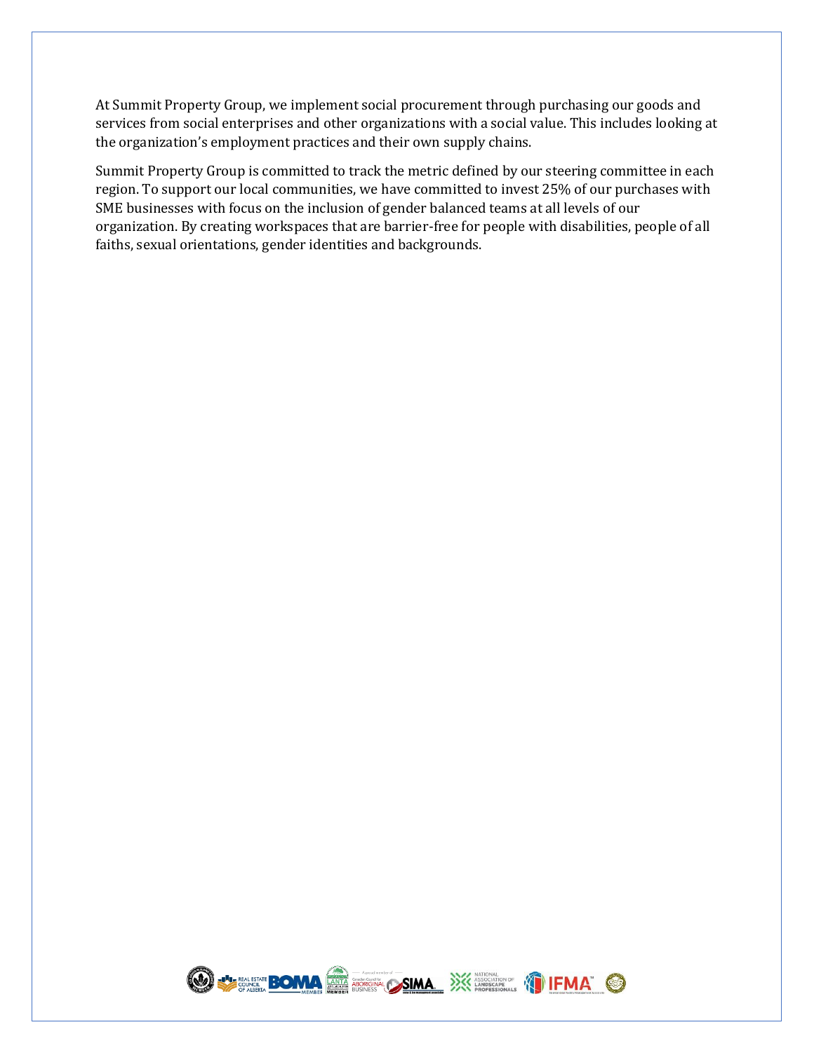At Summit Property Group, we implement social procurement through purchasing our goods and services from social enterprises and other organizations with a social value. This includes looking at the organization's employment practices and their own supply chains.

Summit Property Group is committed to track the metric defined by our steering committee in each region. To support our local communities, we have committed to invest 25% of our purchases with SME businesses with focus on the inclusion of gender balanced teams at all levels of our organization. By creating workspaces that are barrier-free for people with disabilities, people of all faiths, sexual orientations, gender identities and backgrounds.